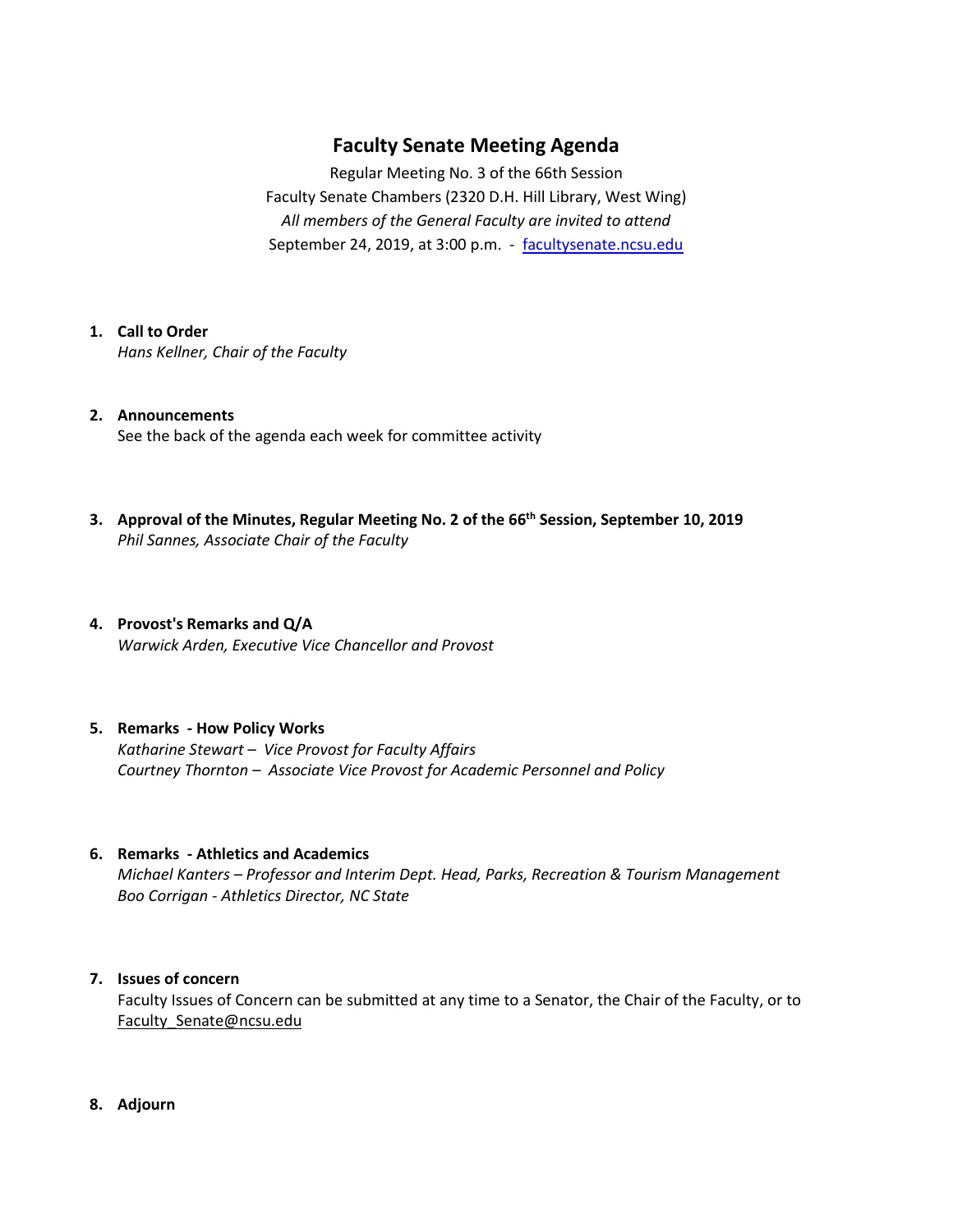# Faculty Senate Meeting Agenda

Regular Meeting No. 3 of the 66th Session

Faculty Senate Chambers (2320 D.H. Hill Library, West Wing)

*All members of the General Faculty are invited to attend*

September 24, 2019, at 3:00 p.m. - [facultysenate.ncsu.edu](facultysenate.ncsu.edu)

1. **Call to Order**
   *Hans Kellner, Chair of the Faculty*

2. **Announcements**
   See the back of the agenda each week for committee activity

3. **Approval of the Minutes, Regular Meeting No. 2 of the 66th Session, September 10, 2019**
   *Phil Sannes, Associate Chair of the Faculty*

4. **Provost's Remarks and Q/A**
   *Warwick Arden, Executive Vice Chancellor and Provost*

5. **Remarks - How Policy Works**
   *Katharine Stewart – Vice Provost for Faculty Affairs*
   *Courtney Thornton – Associate Vice Provost for Academic Personnel and Policy*

6. **Remarks - Athletics and Academics**
   *Michael Kanters – Professor and Interim Dept. Head, Parks, Recreation & Tourism Management*
   *Boo Corrigan - Athletics Director, NC State*

7. **Issues of concern**
   Faculty Issues of Concern can be submitted at any time to a Senator, the Chair of the Faculty, or to Faculty_Senate@ncsu.edu

8. **Adjourn**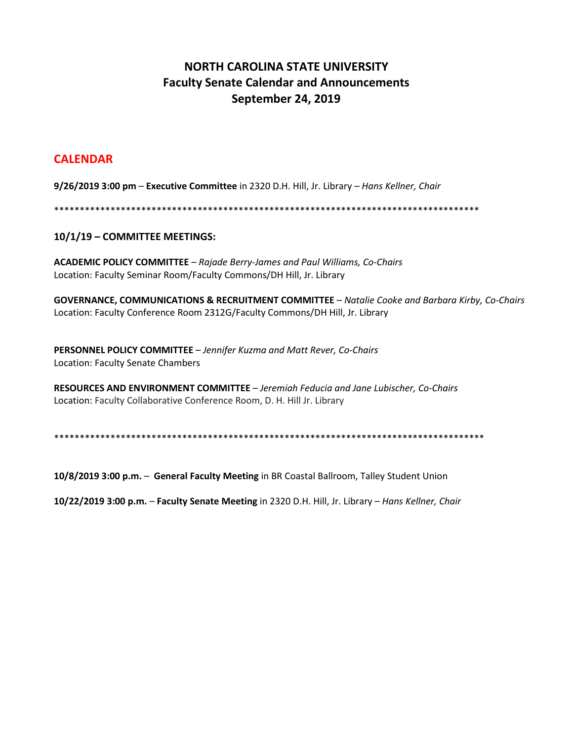# NORTH CAROLINA STATE UNIVERSITY
# Faculty Senate Calendar and Announcements
# September 24, 2019

## CALENDAR

**9/26/2019 3:00 pm** – **Executive Committee** in 2320 D.H. Hill, Jr. Library – *Hans Kellner, Chair*

*************************************************************************************

### 10/1/19 – COMMITTEE MEETINGS:

**ACADEMIC POLICY COMMITTEE** – *Rajade Berry-James and Paul Williams, Co-Chairs*
Location: Faculty Seminar Room/Faculty Commons/DH Hill, Jr. Library

**GOVERNANCE, COMMUNICATIONS & RECRUITMENT COMMITTEE** – *Natalie Cooke and Barbara Kirby, Co-Chairs*
Location: Faculty Conference Room 2312G/Faculty Commons/DH Hill, Jr. Library

**PERSONNEL POLICY COMMITTEE** – *Jennifer Kuzma and Matt Rever, Co-Chairs*
Location: Faculty Senate Chambers

**RESOURCES AND ENVIRONMENT COMMITTEE** – *Jeremiah Feducia and Jane Lubischer, Co-Chairs*
Location: Faculty Collaborative Conference Room, D. H. Hill Jr. Library

*************************************************************************************

**10/8/2019 3:00 p.m.** – **General Faculty Meeting** in BR Coastal Ballroom, Talley Student Union

**10/22/2019 3:00 p.m.** – **Faculty Senate Meeting** in 2320 D.H. Hill, Jr. Library – *Hans Kellner, Chair*